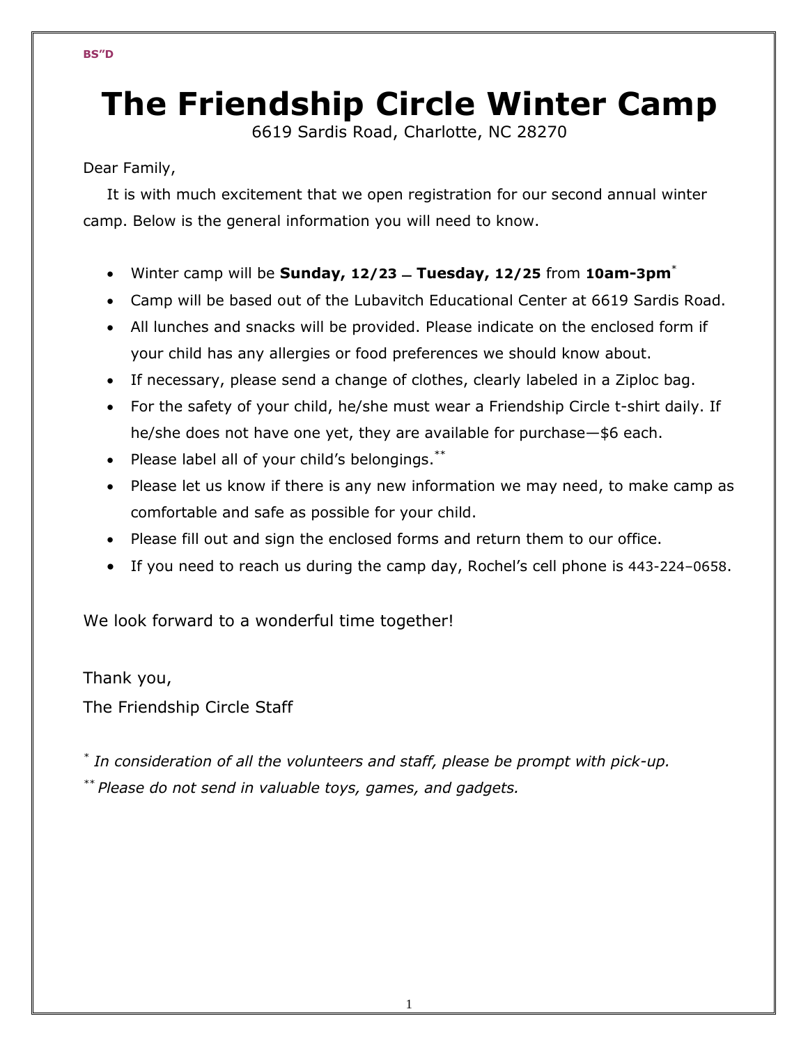BS"D

# The Friendship Circle Winter Camp

6619 Sardis Road, Charlotte, NC 28270

Dear Family,

It is with much excitement that we open registration for our second annual winter camp. Below is the general information you will need to know.

- Winter camp will be **Sunday, 12/23 – Tuesday, 12/25** from **10am-3pm***
- Camp will be based out of the Lubavitch Educational Center at 6619 Sardis Road.
- All lunches and snacks will be provided. Please indicate on the enclosed form if your child has any allergies or food preferences we should know about.
- If necessary, please send a change of clothes, clearly labeled in a Ziploc bag.
- For the safety of your child, he/she must wear a Friendship Circle t-shirt daily. If he/she does not have one yet, they are available for purchase—$6 each.
- Please label all of your child's belongings.**
- Please let us know if there is any new information we may need, to make camp as comfortable and safe as possible for your child.
- Please fill out and sign the enclosed forms and return them to our office.
- If you need to reach us during the camp day, Rochel's cell phone is 443-224–0658.

We look forward to a wonderful time together!

Thank you,
The Friendship Circle Staff

* *In consideration of all the volunteers and staff, please be prompt with pick-up.*

** *Please do not send in valuable toys, games, and gadgets.*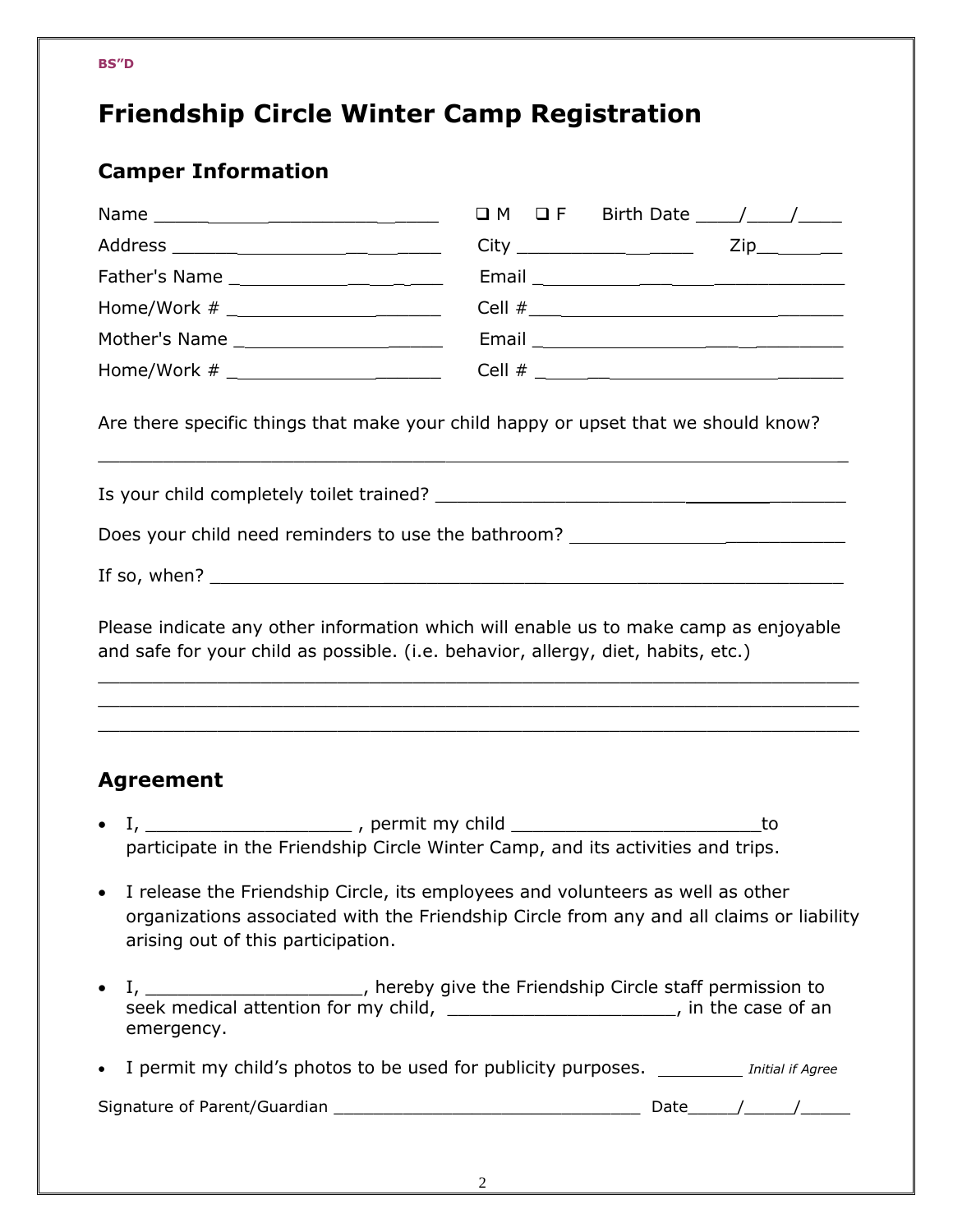BS"D

# Friendship Circle Winter Camp Registration

## Camper Information

Name ______________________________ ❑ M ❑ F Birth Date ____/____/____

Address ______________________________ City ________________ Zip_________

Father's Name ______________________ Email ______________________________

Home/Work # ______________________ Cell #______________________________

Mother's Name ______________________ Email ______________________________

Home/Work # ______________________ Cell # ______________________________

Are there specific things that make your child happy or upset that we should know?

_____________________________________________________________________

Is your child completely toilet trained? ______________________________

Does your child need reminders to use the bathroom? ___________________

If so, when? _________________________________________________________

Please indicate any other information which will enable us to make camp as enjoyable and safe for your child as possible. (i.e. behavior, allergy, diet, habits, etc.)

_____________________________________________________________________
_____________________________________________________________________
_____________________________________________________________________

## Agreement

- I, ___________________ , permit my child _______________________to participate in the Friendship Circle Winter Camp, and its activities and trips.
- I release the Friendship Circle, its employees and volunteers as well as other organizations associated with the Friendship Circle from any and all claims or liability arising out of this participation.
- I, ____________________, hereby give the Friendship Circle staff permission to seek medical attention for my child, _____________________, in the case of an emergency.
- I permit my child's photos to be used for publicity purposes. ________ *Initial if Agree*

Signature of Parent/Guardian ______________________________ Date_____/_____/_____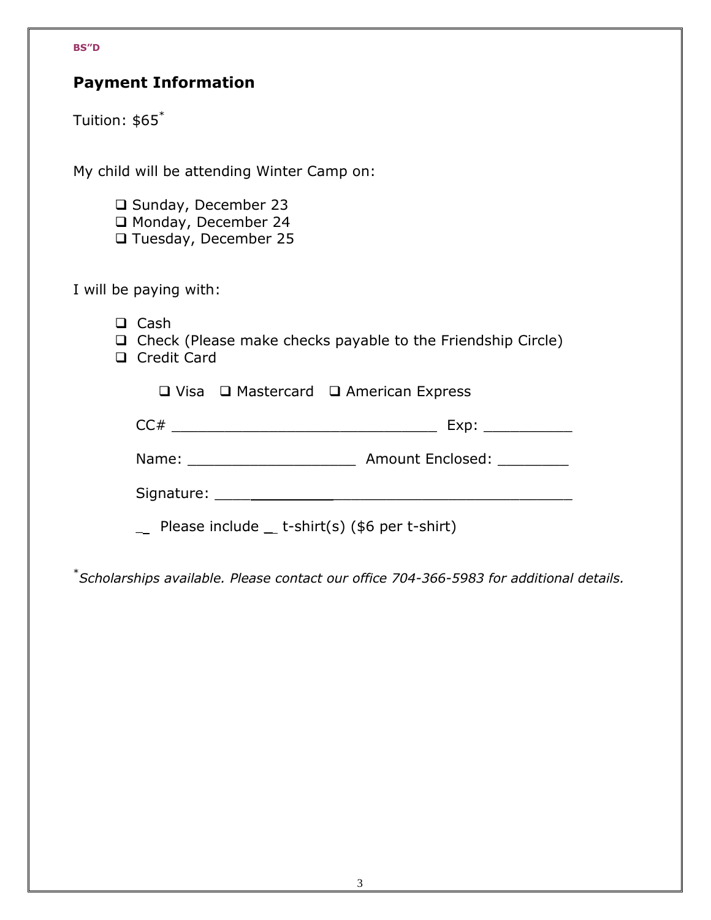BS"D

## Payment Information

Tuition: $65*

My child will be attending Winter Camp on:

- ❑ Sunday, December 23
- ❑ Monday, December 24
- ❑ Tuesday, December 25

I will be paying with:

- ❑ Cash
- ❑ Check (Please make checks payable to the Friendship Circle)
- ❑ Credit Card

❑ Visa ❑ Mastercard ❑ American Express

CC# ______________________________ Exp: __________

Name: ___________________ Amount Enclosed: ________

Signature: ____________________________________________

_ Please include _ t-shirt(s) ($6 per t-shirt)

**Scholarships available. Please contact our office 704-366-5983 for additional details.*